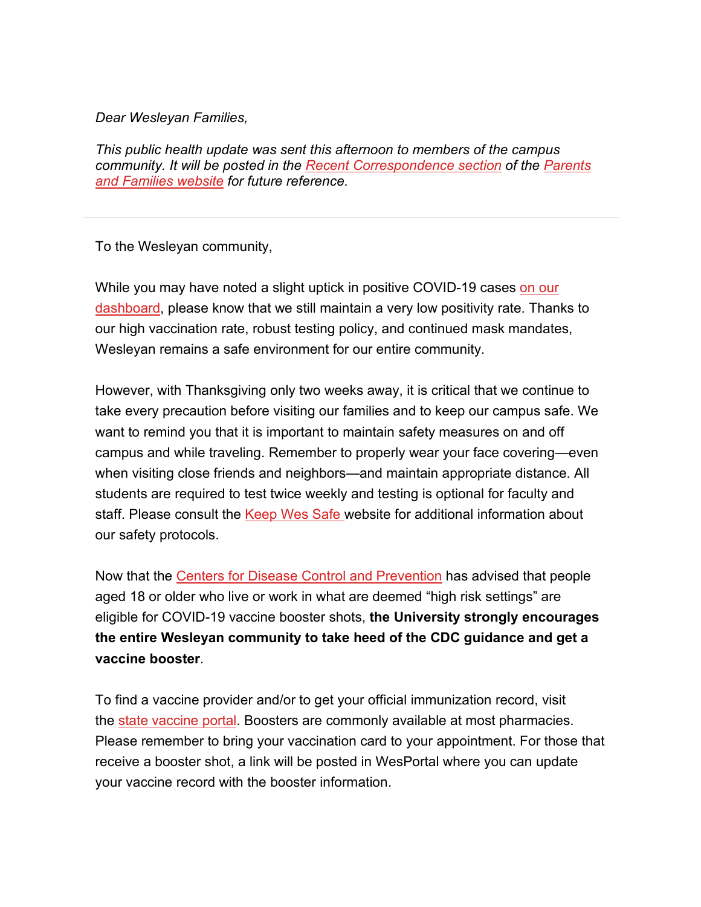*Dear Wesleyan Families,*

*This public health update was sent this afternoon to members of the campus community. It will be posted in the Recent Correspondence section of the Parents and Families website for future reference.*

---

To the Wesleyan community,

While you may have noted a slight uptick in positive COVID-19 cases on our dashboard, please know that we still maintain a very low positivity rate. Thanks to our high vaccination rate, robust testing policy, and continued mask mandates, Wesleyan remains a safe environment for our entire community.

However, with Thanksgiving only two weeks away, it is critical that we continue to take every precaution before visiting our families and to keep our campus safe. We want to remind you that it is important to maintain safety measures on and off campus and while traveling. Remember to properly wear your face covering—even when visiting close friends and neighbors—and maintain appropriate distance. All students are required to test twice weekly and testing is optional for faculty and staff. Please consult the Keep Wes Safe website for additional information about our safety protocols.

Now that the Centers for Disease Control and Prevention has advised that people aged 18 or older who live or work in what are deemed "high risk settings" are eligible for COVID-19 vaccine booster shots, **the University strongly encourages the entire Wesleyan community to take heed of the CDC guidance and get a vaccine booster**.

To find a vaccine provider and/or to get your official immunization record, visit the state vaccine portal. Boosters are commonly available at most pharmacies. Please remember to bring your vaccination card to your appointment. For those that receive a booster shot, a link will be posted in WesPortal where you can update your vaccine record with the booster information.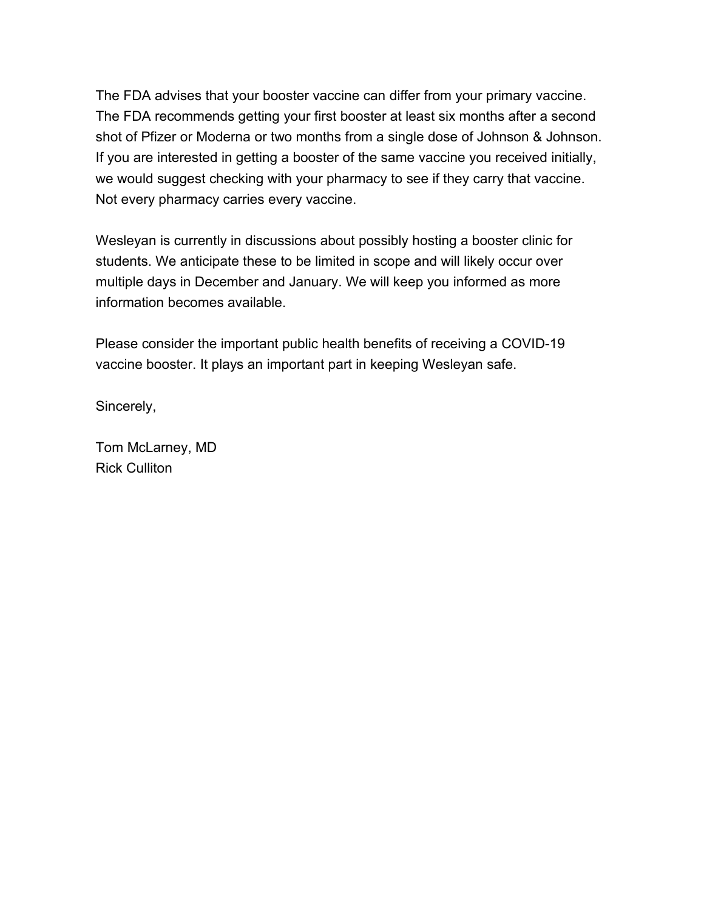The FDA advises that your booster vaccine can differ from your primary vaccine. The FDA recommends getting your first booster at least six months after a second shot of Pfizer or Moderna or two months from a single dose of Johnson & Johnson. If you are interested in getting a booster of the same vaccine you received initially, we would suggest checking with your pharmacy to see if they carry that vaccine. Not every pharmacy carries every vaccine.

Wesleyan is currently in discussions about possibly hosting a booster clinic for students. We anticipate these to be limited in scope and will likely occur over multiple days in December and January. We will keep you informed as more information becomes available.

Please consider the important public health benefits of receiving a COVID-19 vaccine booster. It plays an important part in keeping Wesleyan safe.

Sincerely,

Tom McLarney, MD  
Rick Culliton